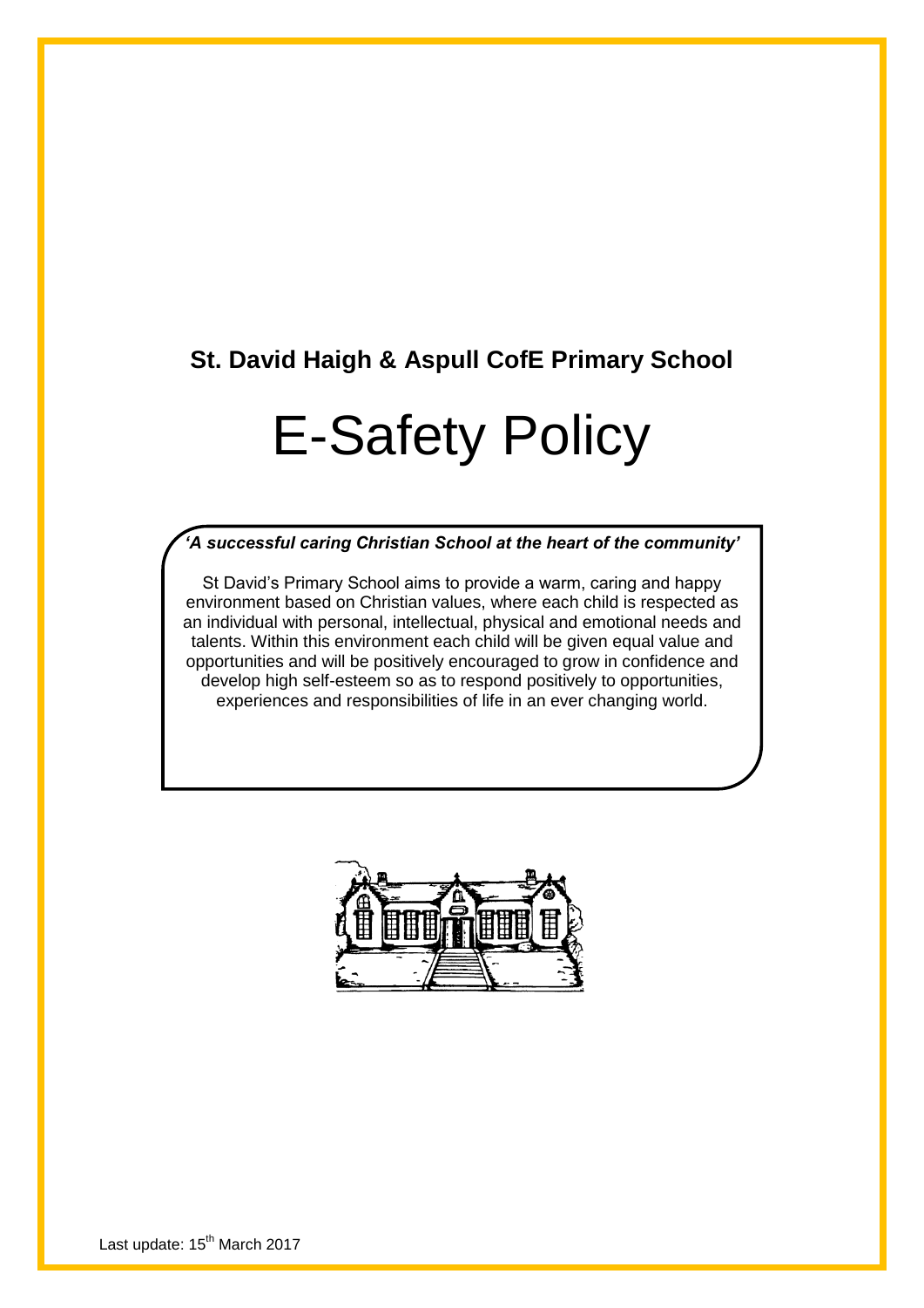**St. David Haigh & Aspull CofE Primary School**

# E-Safety Policy

***'A successful caring Christian School at the heart of the community'***

St David's Primary School aims to provide a warm, caring and happy environment based on Christian values, where each child is respected as an individual with personal, intellectual, physical and emotional needs and talents. Within this environment each child will be given equal value and opportunities and will be positively encouraged to grow in confidence and develop high self-esteem so as to respond positively to opportunities, experiences and responsibilities of life in an ever changing world.

Last update: 15th March 2017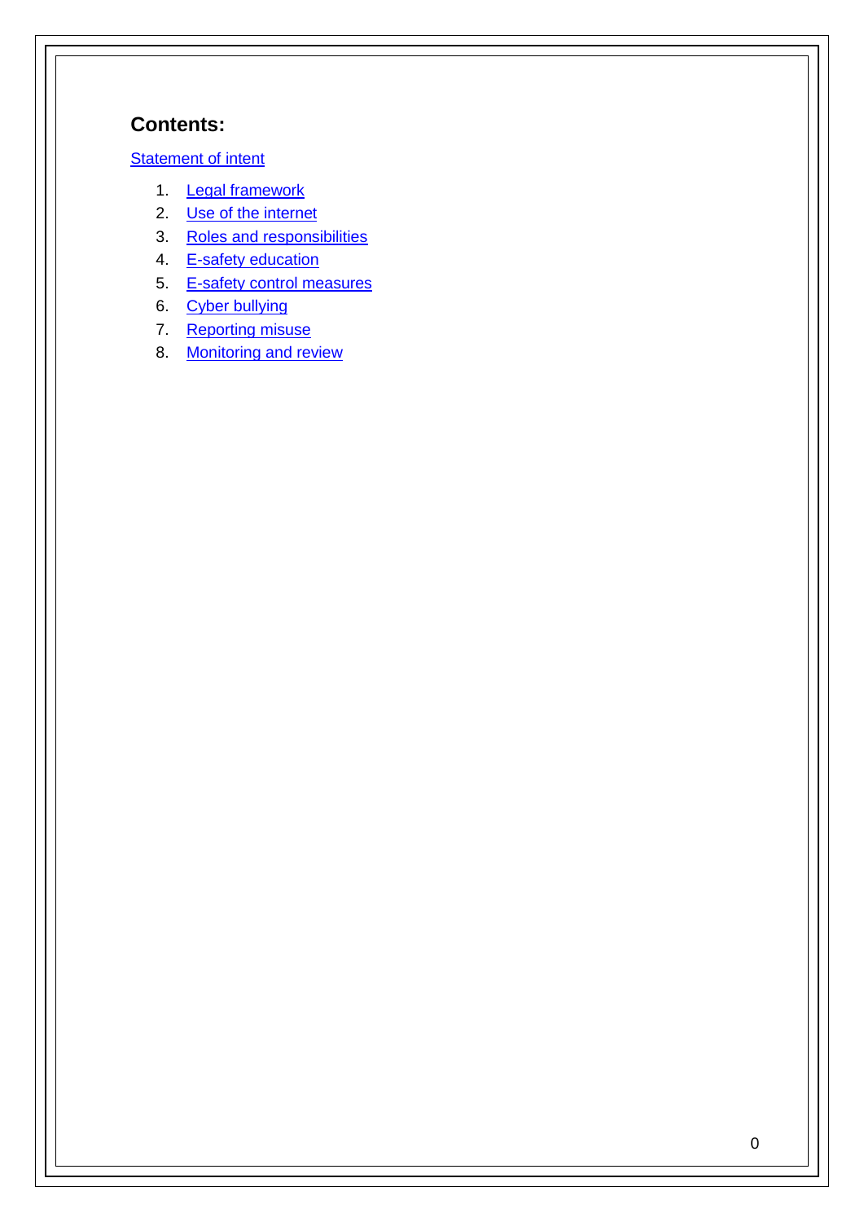## Contents:

Statement of intent

1. Legal framework
2. Use of the internet
3. Roles and responsibilities
4. E-safety education
5. E-safety control measures
6. Cyber bullying
7. Reporting misuse
8. Monitoring and review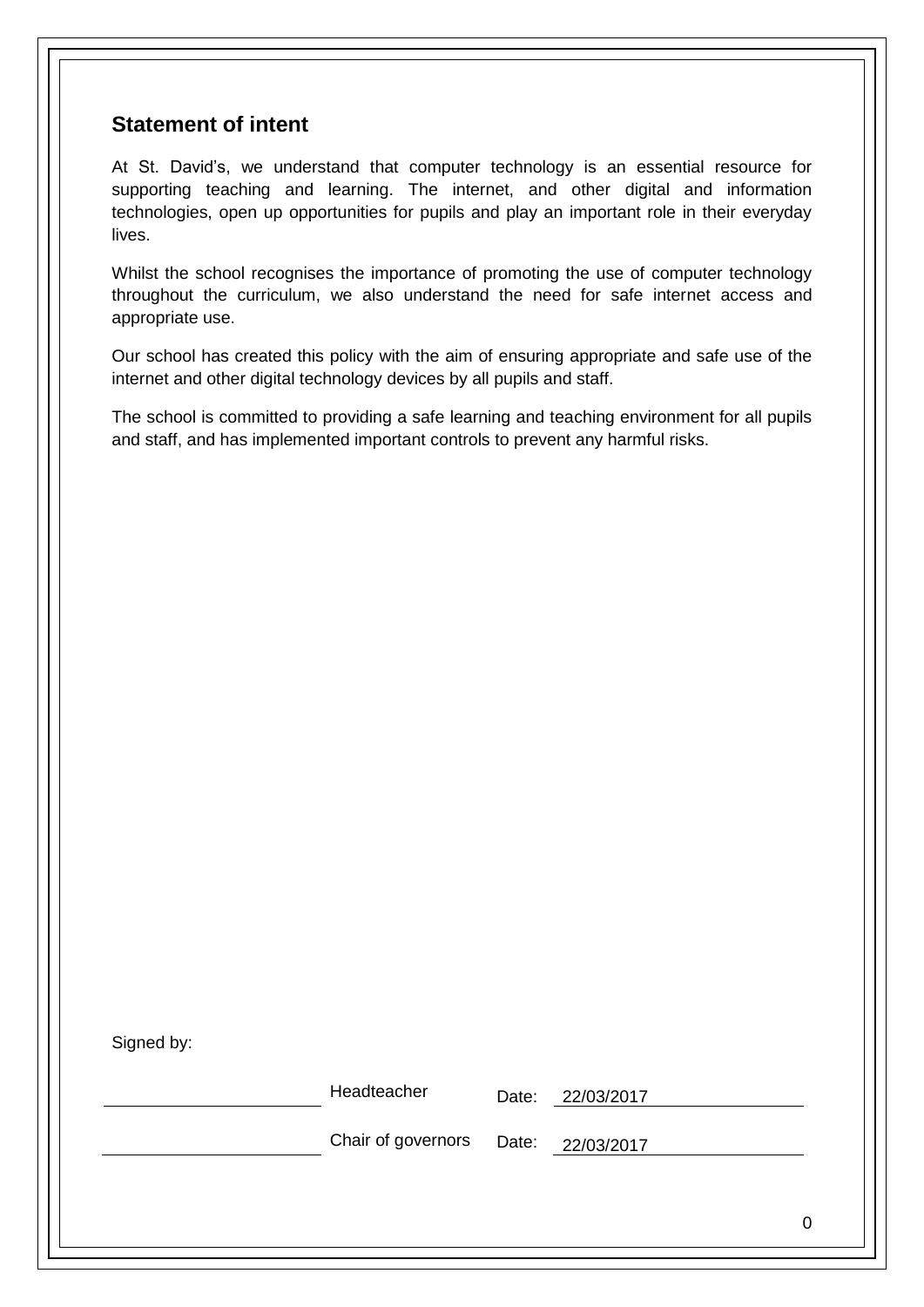## Statement of intent

At St. David’s, we understand that computer technology is an essential resource for supporting teaching and learning. The internet, and other digital and information technologies, open up opportunities for pupils and play an important role in their everyday lives.

Whilst the school recognises the importance of promoting the use of computer technology throughout the curriculum, we also understand the need for safe internet access and appropriate use.

Our school has created this policy with the aim of ensuring appropriate and safe use of the internet and other digital technology devices by all pupils and staff.

The school is committed to providing a safe learning and teaching environment for all pupils and staff, and has implemented important controls to prevent any harmful risks.

Signed by:

| | | | |
|---|---|---|---|
| ______________________ | Headteacher | Date: | 22/03/2017 |
| ______________________ | Chair of governors | Date: | 22/03/2017 |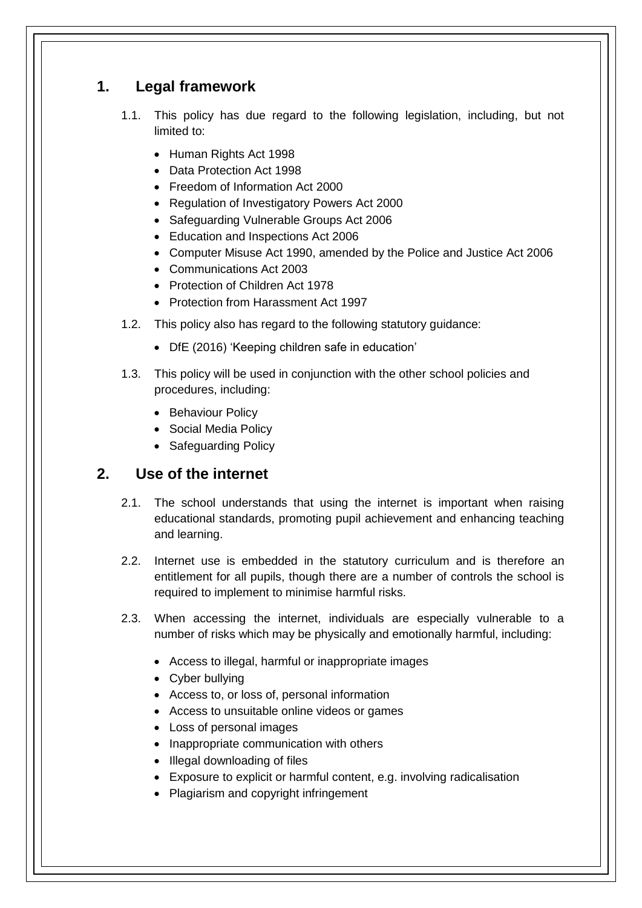## 1. Legal framework

1.1. This policy has due regard to the following legislation, including, but not limited to:

- Human Rights Act 1998
- Data Protection Act 1998
- Freedom of Information Act 2000
- Regulation of Investigatory Powers Act 2000
- Safeguarding Vulnerable Groups Act 2006
- Education and Inspections Act 2006
- Computer Misuse Act 1990, amended by the Police and Justice Act 2006
- Communications Act 2003
- Protection of Children Act 1978
- Protection from Harassment Act 1997

1.2. This policy also has regard to the following statutory guidance:

- DfE (2016) 'Keeping children safe in education'

1.3. This policy will be used in conjunction with the other school policies and procedures, including:

- Behaviour Policy
- Social Media Policy
- Safeguarding Policy

## 2. Use of the internet

2.1. The school understands that using the internet is important when raising educational standards, promoting pupil achievement and enhancing teaching and learning.

2.2. Internet use is embedded in the statutory curriculum and is therefore an entitlement for all pupils, though there are a number of controls the school is required to implement to minimise harmful risks.

2.3. When accessing the internet, individuals are especially vulnerable to a number of risks which may be physically and emotionally harmful, including:

- Access to illegal, harmful or inappropriate images
- Cyber bullying
- Access to, or loss of, personal information
- Access to unsuitable online videos or games
- Loss of personal images
- Inappropriate communication with others
- Illegal downloading of files
- Exposure to explicit or harmful content, e.g. involving radicalisation
- Plagiarism and copyright infringement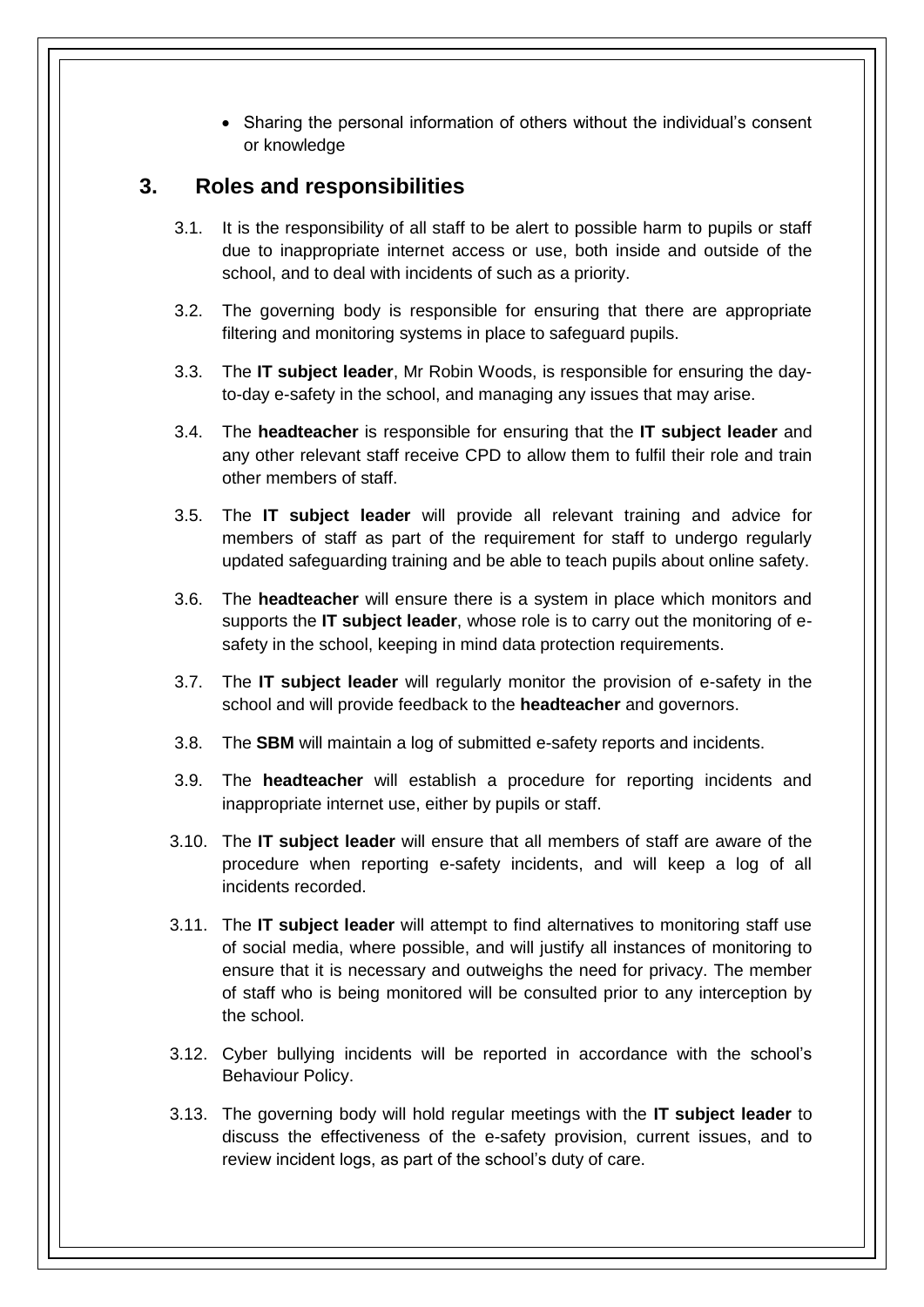- Sharing the personal information of others without the individual's consent or knowledge

## 3. Roles and responsibilities

3.1. It is the responsibility of all staff to be alert to possible harm to pupils or staff due to inappropriate internet access or use, both inside and outside of the school, and to deal with incidents of such as a priority.

3.2. The governing body is responsible for ensuring that there are appropriate filtering and monitoring systems in place to safeguard pupils.

3.3. The **IT subject leader**, Mr Robin Woods, is responsible for ensuring the day-to-day e-safety in the school, and managing any issues that may arise.

3.4. The **headteacher** is responsible for ensuring that the **IT subject leader** and any other relevant staff receive CPD to allow them to fulfil their role and train other members of staff.

3.5. The **IT subject leader** will provide all relevant training and advice for members of staff as part of the requirement for staff to undergo regularly updated safeguarding training and be able to teach pupils about online safety.

3.6. The **headteacher** will ensure there is a system in place which monitors and supports the **IT subject leader**, whose role is to carry out the monitoring of e-safety in the school, keeping in mind data protection requirements.

3.7. The **IT subject leader** will regularly monitor the provision of e-safety in the school and will provide feedback to the **headteacher** and governors.

3.8. The **SBM** will maintain a log of submitted e-safety reports and incidents.

3.9. The **headteacher** will establish a procedure for reporting incidents and inappropriate internet use, either by pupils or staff.

3.10. The **IT subject leader** will ensure that all members of staff are aware of the procedure when reporting e-safety incidents, and will keep a log of all incidents recorded.

3.11. The **IT subject leader** will attempt to find alternatives to monitoring staff use of social media, where possible, and will justify all instances of monitoring to ensure that it is necessary and outweighs the need for privacy. The member of staff who is being monitored will be consulted prior to any interception by the school.

3.12. Cyber bullying incidents will be reported in accordance with the school's Behaviour Policy.

3.13. The governing body will hold regular meetings with the **IT subject leader** to discuss the effectiveness of the e-safety provision, current issues, and to review incident logs, as part of the school's duty of care.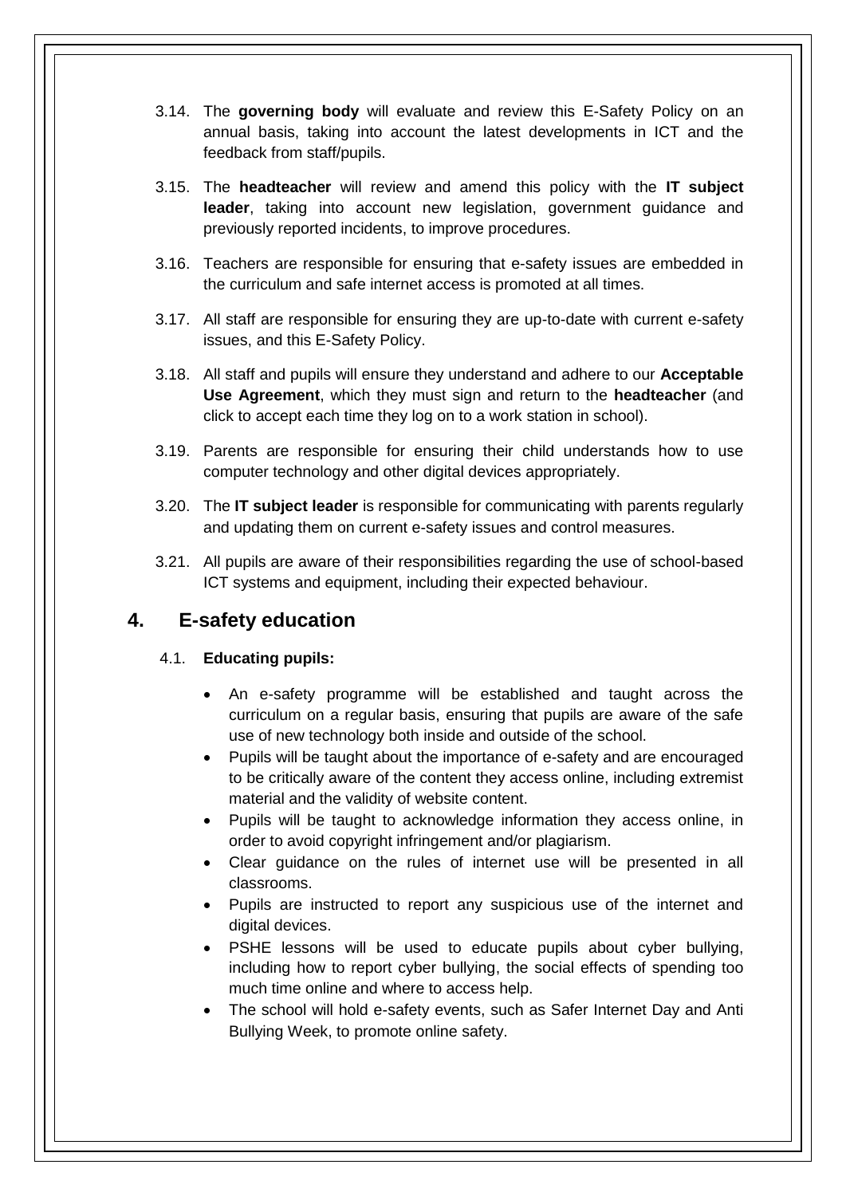3.14. The **governing body** will evaluate and review this E-Safety Policy on an annual basis, taking into account the latest developments in ICT and the feedback from staff/pupils.

3.15. The **headteacher** will review and amend this policy with the **IT subject leader**, taking into account new legislation, government guidance and previously reported incidents, to improve procedures.

3.16. Teachers are responsible for ensuring that e-safety issues are embedded in the curriculum and safe internet access is promoted at all times.

3.17. All staff are responsible for ensuring they are up-to-date with current e-safety issues, and this E-Safety Policy.

3.18. All staff and pupils will ensure they understand and adhere to our **Acceptable Use Agreement**, which they must sign and return to the **headteacher** (and click to accept each time they log on to a work station in school).

3.19. Parents are responsible for ensuring their child understands how to use computer technology and other digital devices appropriately.

3.20. The **IT subject leader** is responsible for communicating with parents regularly and updating them on current e-safety issues and control measures.

3.21. All pupils are aware of their responsibilities regarding the use of school-based ICT systems and equipment, including their expected behaviour.

## 4. E-safety education

4.1. **Educating pupils:**

- An e-safety programme will be established and taught across the curriculum on a regular basis, ensuring that pupils are aware of the safe use of new technology both inside and outside of the school.
- Pupils will be taught about the importance of e-safety and are encouraged to be critically aware of the content they access online, including extremist material and the validity of website content.
- Pupils will be taught to acknowledge information they access online, in order to avoid copyright infringement and/or plagiarism.
- Clear guidance on the rules of internet use will be presented in all classrooms.
- Pupils are instructed to report any suspicious use of the internet and digital devices.
- PSHE lessons will be used to educate pupils about cyber bullying, including how to report cyber bullying, the social effects of spending too much time online and where to access help.
- The school will hold e-safety events, such as Safer Internet Day and Anti Bullying Week, to promote online safety.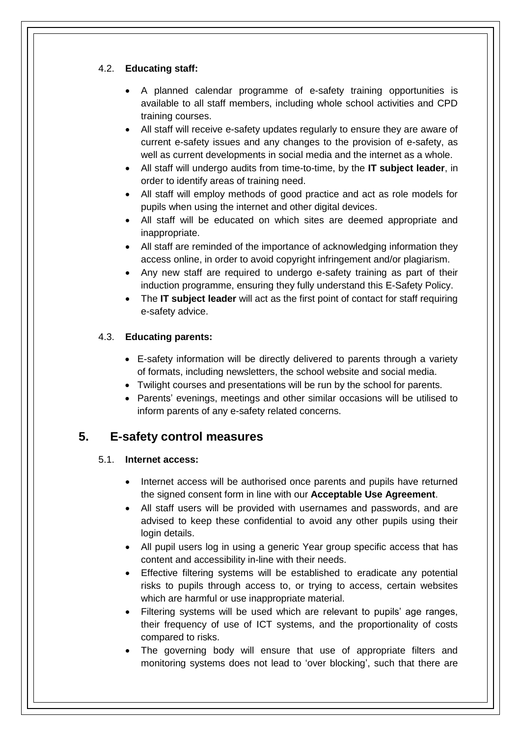### 4.2. **Educating staff:**

- A planned calendar programme of e-safety training opportunities is available to all staff members, including whole school activities and CPD training courses.
- All staff will receive e-safety updates regularly to ensure they are aware of current e-safety issues and any changes to the provision of e-safety, as well as current developments in social media and the internet as a whole.
- All staff will undergo audits from time-to-time, by the **IT subject leader**, in order to identify areas of training need.
- All staff will employ methods of good practice and act as role models for pupils when using the internet and other digital devices.
- All staff will be educated on which sites are deemed appropriate and inappropriate.
- All staff are reminded of the importance of acknowledging information they access online, in order to avoid copyright infringement and/or plagiarism.
- Any new staff are required to undergo e-safety training as part of their induction programme, ensuring they fully understand this E-Safety Policy.
- The **IT subject leader** will act as the first point of contact for staff requiring e-safety advice.

### 4.3. **Educating parents:**

- E-safety information will be directly delivered to parents through a variety of formats, including newsletters, the school website and social media.
- Twilight courses and presentations will be run by the school for parents.
- Parents' evenings, meetings and other similar occasions will be utilised to inform parents of any e-safety related concerns.

## 5. E-safety control measures

### 5.1. **Internet access:**

- Internet access will be authorised once parents and pupils have returned the signed consent form in line with our **Acceptable Use Agreement**.
- All staff users will be provided with usernames and passwords, and are advised to keep these confidential to avoid any other pupils using their login details.
- All pupil users log in using a generic Year group specific access that has content and accessibility in-line with their needs.
- Effective filtering systems will be established to eradicate any potential risks to pupils through access to, or trying to access, certain websites which are harmful or use inappropriate material.
- Filtering systems will be used which are relevant to pupils' age ranges, their frequency of use of ICT systems, and the proportionality of costs compared to risks.
- The governing body will ensure that use of appropriate filters and monitoring systems does not lead to 'over blocking', such that there are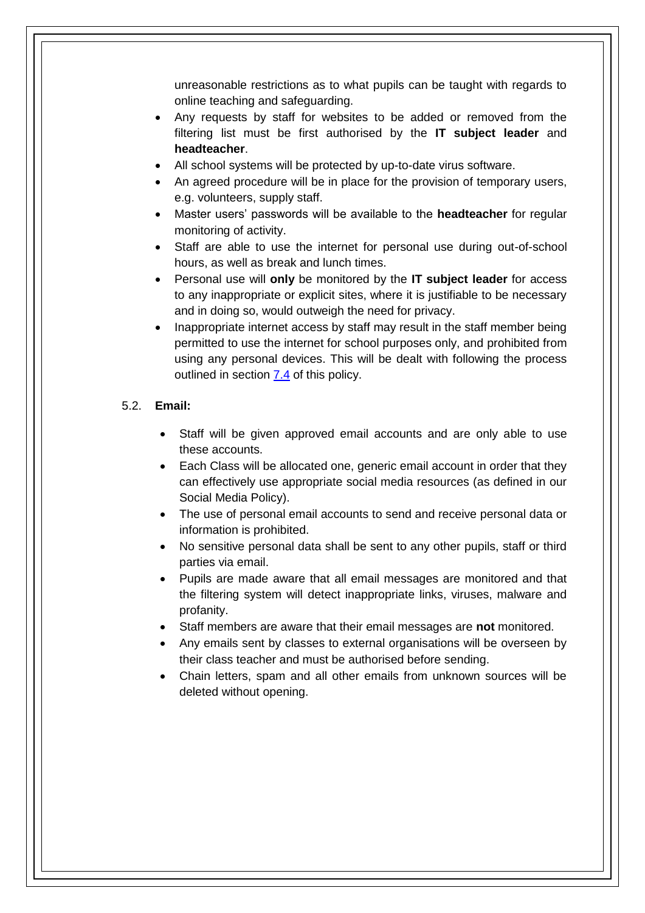unreasonable restrictions as to what pupils can be taught with regards to online teaching and safeguarding.

- Any requests by staff for websites to be added or removed from the filtering list must be first authorised by the **IT subject leader** and **headteacher**.
- All school systems will be protected by up-to-date virus software.
- An agreed procedure will be in place for the provision of temporary users, e.g. volunteers, supply staff.
- Master users' passwords will be available to the **headteacher** for regular monitoring of activity.
- Staff are able to use the internet for personal use during out-of-school hours, as well as break and lunch times.
- Personal use will **only** be monitored by the **IT subject leader** for access to any inappropriate or explicit sites, where it is justifiable to be necessary and in doing so, would outweigh the need for privacy.
- Inappropriate internet access by staff may result in the staff member being permitted to use the internet for school purposes only, and prohibited from using any personal devices. This will be dealt with following the process outlined in section 7.4 of this policy.

5.2. **Email:**

- Staff will be given approved email accounts and are only able to use these accounts.
- Each Class will be allocated one, generic email account in order that they can effectively use appropriate social media resources (as defined in our Social Media Policy).
- The use of personal email accounts to send and receive personal data or information is prohibited.
- No sensitive personal data shall be sent to any other pupils, staff or third parties via email.
- Pupils are made aware that all email messages are monitored and that the filtering system will detect inappropriate links, viruses, malware and profanity.
- Staff members are aware that their email messages are **not** monitored.
- Any emails sent by classes to external organisations will be overseen by their class teacher and must be authorised before sending.
- Chain letters, spam and all other emails from unknown sources will be deleted without opening.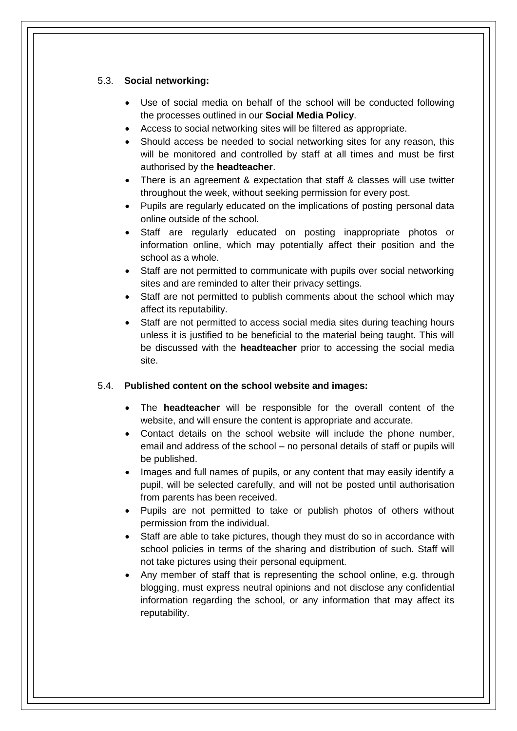### 5.3. **Social networking:**

- Use of social media on behalf of the school will be conducted following the processes outlined in our **Social Media Policy**.
- Access to social networking sites will be filtered as appropriate.
- Should access be needed to social networking sites for any reason, this will be monitored and controlled by staff at all times and must be first authorised by the **headteacher**.
- There is an agreement & expectation that staff & classes will use twitter throughout the week, without seeking permission for every post.
- Pupils are regularly educated on the implications of posting personal data online outside of the school.
- Staff are regularly educated on posting inappropriate photos or information online, which may potentially affect their position and the school as a whole.
- Staff are not permitted to communicate with pupils over social networking sites and are reminded to alter their privacy settings.
- Staff are not permitted to publish comments about the school which may affect its reputability.
- Staff are not permitted to access social media sites during teaching hours unless it is justified to be beneficial to the material being taught. This will be discussed with the **headteacher** prior to accessing the social media site.

### 5.4. **Published content on the school website and images:**

- The **headteacher** will be responsible for the overall content of the website, and will ensure the content is appropriate and accurate.
- Contact details on the school website will include the phone number, email and address of the school – no personal details of staff or pupils will be published.
- Images and full names of pupils, or any content that may easily identify a pupil, will be selected carefully, and will not be posted until authorisation from parents has been received.
- Pupils are not permitted to take or publish photos of others without permission from the individual.
- Staff are able to take pictures, though they must do so in accordance with school policies in terms of the sharing and distribution of such. Staff will not take pictures using their personal equipment.
- Any member of staff that is representing the school online, e.g. through blogging, must express neutral opinions and not disclose any confidential information regarding the school, or any information that may affect its reputability.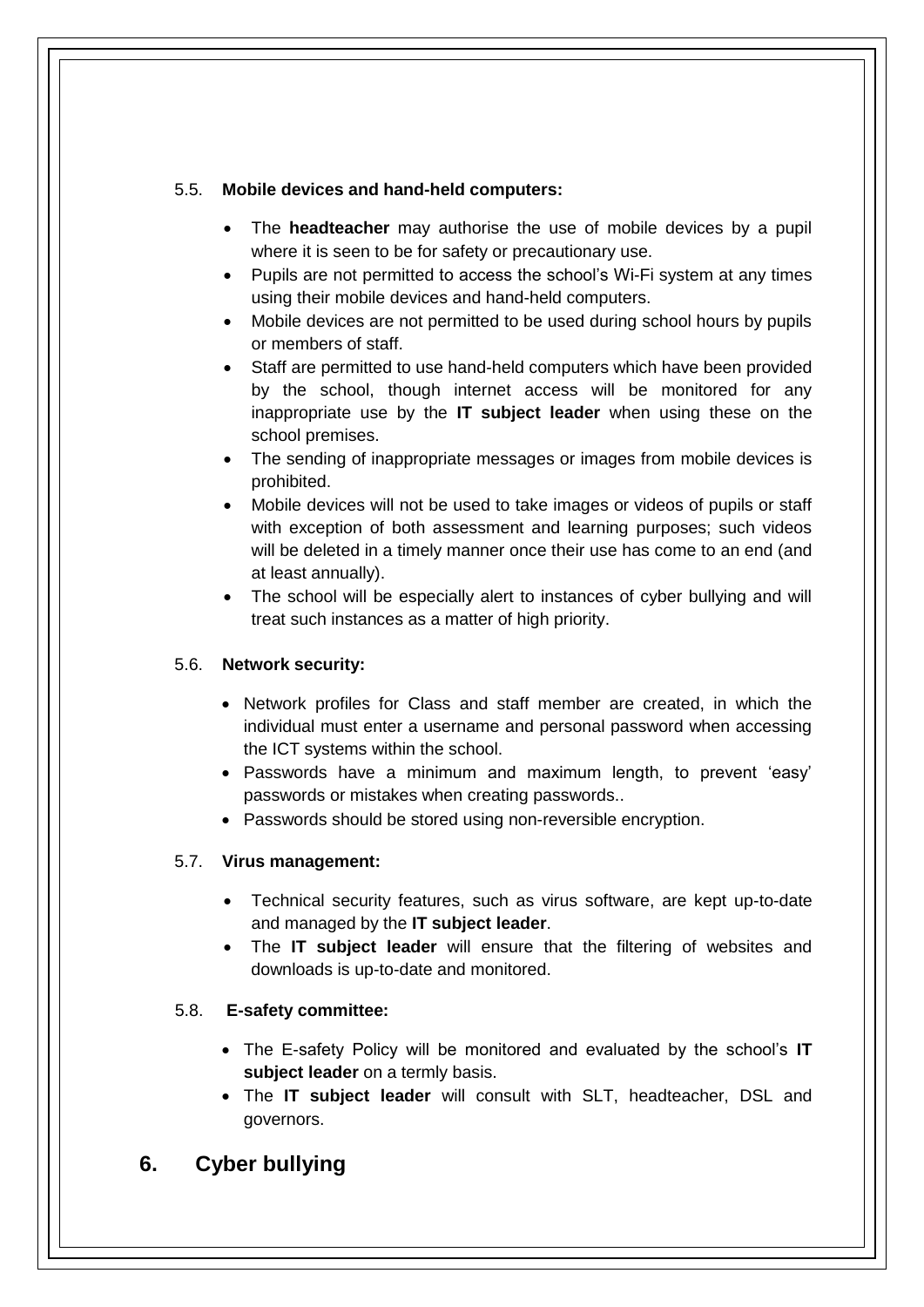### 5.5. **Mobile devices and hand-held computers:**

- The **headteacher** may authorise the use of mobile devices by a pupil where it is seen to be for safety or precautionary use.
- Pupils are not permitted to access the school's Wi-Fi system at any times using their mobile devices and hand-held computers.
- Mobile devices are not permitted to be used during school hours by pupils or members of staff.
- Staff are permitted to use hand-held computers which have been provided by the school, though internet access will be monitored for any inappropriate use by the **IT subject leader** when using these on the school premises.
- The sending of inappropriate messages or images from mobile devices is prohibited.
- Mobile devices will not be used to take images or videos of pupils or staff with exception of both assessment and learning purposes; such videos will be deleted in a timely manner once their use has come to an end (and at least annually).
- The school will be especially alert to instances of cyber bullying and will treat such instances as a matter of high priority.

### 5.6. **Network security:**

- Network profiles for Class and staff member are created, in which the individual must enter a username and personal password when accessing the ICT systems within the school.
- Passwords have a minimum and maximum length, to prevent 'easy' passwords or mistakes when creating passwords..
- Passwords should be stored using non-reversible encryption.

### 5.7. **Virus management:**

- Technical security features, such as virus software, are kept up-to-date and managed by the **IT subject leader**.
- The **IT subject leader** will ensure that the filtering of websites and downloads is up-to-date and monitored.

### 5.8. **E-safety committee:**

- The E-safety Policy will be monitored and evaluated by the school's **IT subject leader** on a termly basis.
- The **IT subject leader** will consult with SLT, headteacher, DSL and governors.

## 6. Cyber bullying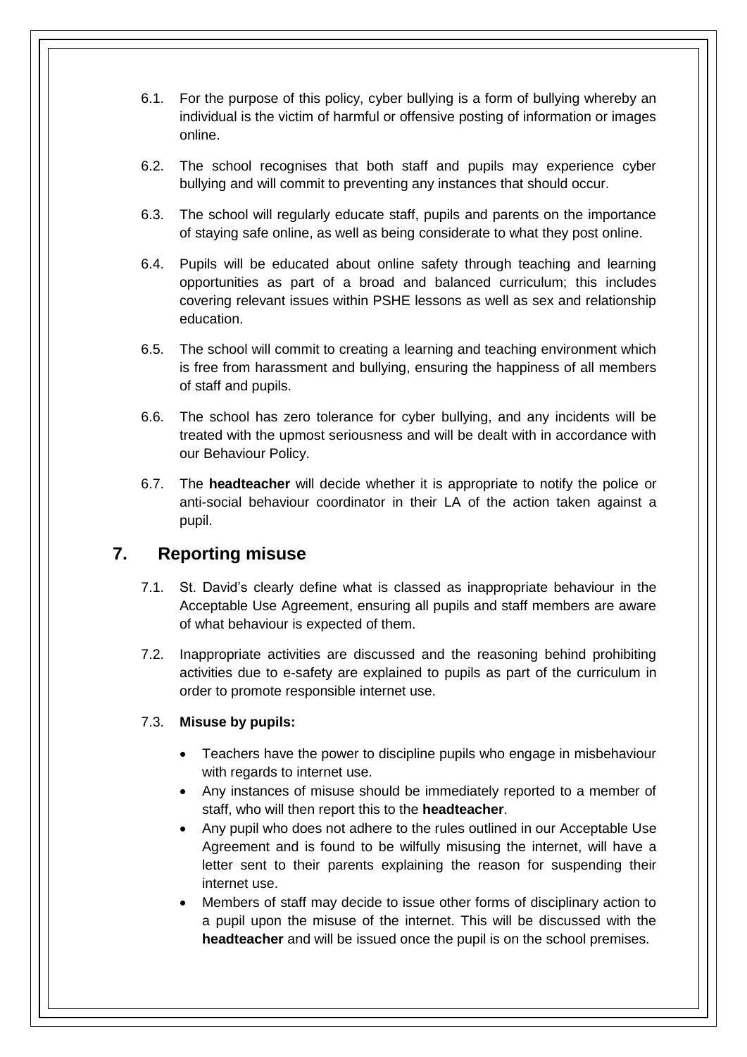6.1. For the purpose of this policy, cyber bullying is a form of bullying whereby an individual is the victim of harmful or offensive posting of information or images online.

6.2. The school recognises that both staff and pupils may experience cyber bullying and will commit to preventing any instances that should occur.

6.3. The school will regularly educate staff, pupils and parents on the importance of staying safe online, as well as being considerate to what they post online.

6.4. Pupils will be educated about online safety through teaching and learning opportunities as part of a broad and balanced curriculum; this includes covering relevant issues within PSHE lessons as well as sex and relationship education.

6.5. The school will commit to creating a learning and teaching environment which is free from harassment and bullying, ensuring the happiness of all members of staff and pupils.

6.6. The school has zero tolerance for cyber bullying, and any incidents will be treated with the upmost seriousness and will be dealt with in accordance with our Behaviour Policy.

6.7. The **headteacher** will decide whether it is appropriate to notify the police or anti-social behaviour coordinator in their LA of the action taken against a pupil.

## 7. Reporting misuse

7.1. St. David's clearly define what is classed as inappropriate behaviour in the Acceptable Use Agreement, ensuring all pupils and staff members are aware of what behaviour is expected of them.

7.2. Inappropriate activities are discussed and the reasoning behind prohibiting activities due to e-safety are explained to pupils as part of the curriculum in order to promote responsible internet use.

7.3. **Misuse by pupils:**

- Teachers have the power to discipline pupils who engage in misbehaviour with regards to internet use.
- Any instances of misuse should be immediately reported to a member of staff, who will then report this to the **headteacher**.
- Any pupil who does not adhere to the rules outlined in our Acceptable Use Agreement and is found to be wilfully misusing the internet, will have a letter sent to their parents explaining the reason for suspending their internet use.
- Members of staff may decide to issue other forms of disciplinary action to a pupil upon the misuse of the internet. This will be discussed with the **headteacher** and will be issued once the pupil is on the school premises.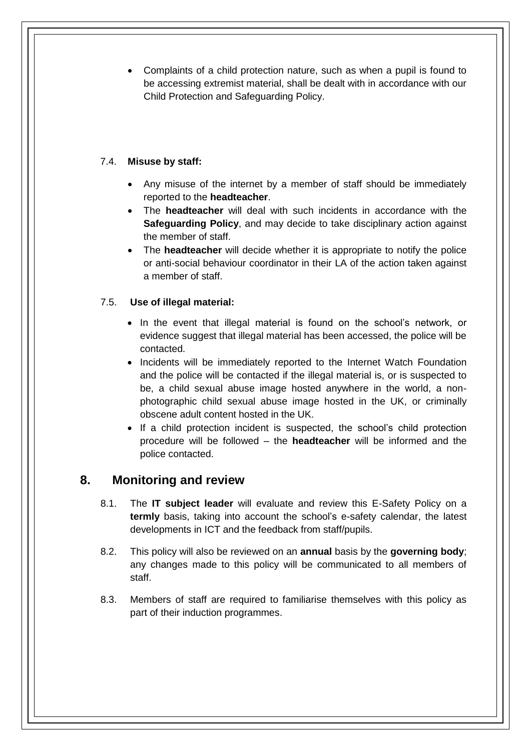- Complaints of a child protection nature, such as when a pupil is found to be accessing extremist material, shall be dealt with in accordance with our Child Protection and Safeguarding Policy.

7.4. **Misuse by staff:**

- Any misuse of the internet by a member of staff should be immediately reported to the **headteacher**.
- The **headteacher** will deal with such incidents in accordance with the **Safeguarding Policy**, and may decide to take disciplinary action against the member of staff.
- The **headteacher** will decide whether it is appropriate to notify the police or anti-social behaviour coordinator in their LA of the action taken against a member of staff.

7.5. **Use of illegal material:**

- In the event that illegal material is found on the school's network, or evidence suggest that illegal material has been accessed, the police will be contacted.
- Incidents will be immediately reported to the Internet Watch Foundation and the police will be contacted if the illegal material is, or is suspected to be, a child sexual abuse image hosted anywhere in the world, a non-photographic child sexual abuse image hosted in the UK, or criminally obscene adult content hosted in the UK.
- If a child protection incident is suspected, the school's child protection procedure will be followed – the **headteacher** will be informed and the police contacted.

## 8. Monitoring and review

8.1. The **IT subject leader** will evaluate and review this E-Safety Policy on a **termly** basis, taking into account the school's e-safety calendar, the latest developments in ICT and the feedback from staff/pupils.

8.2. This policy will also be reviewed on an **annual** basis by the **governing body**; any changes made to this policy will be communicated to all members of staff.

8.3. Members of staff are required to familiarise themselves with this policy as part of their induction programmes.